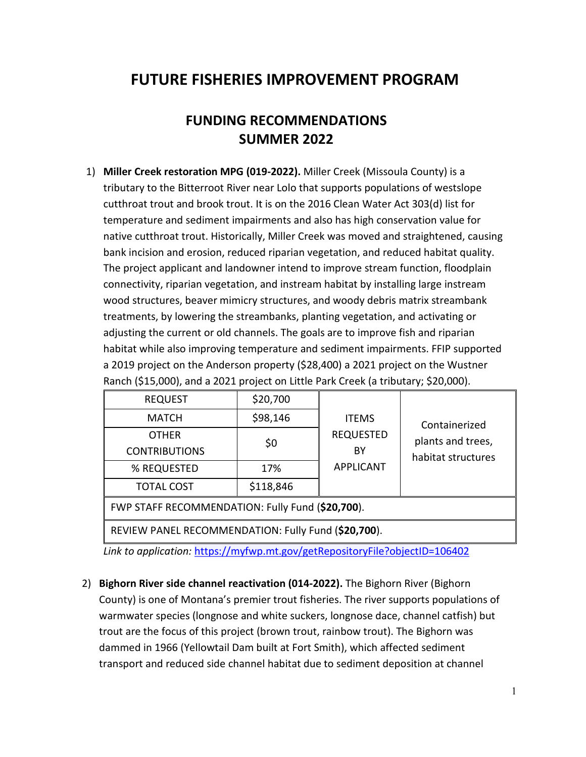# FUTURE FISHERIES IMPROVEMENT PROGRAM

## FUNDING RECOMMENDATIONS SUMMER 2022

1) **Miller Creek restoration MPG (019-2022).** Miller Creek (Missoula County) is a tributary to the Bitterroot River near Lolo that supports populations of westslope cutthroat trout and brook trout. It is on the 2016 Clean Water Act 303(d) list for temperature and sediment impairments and also has high conservation value for native cutthroat trout. Historically, Miller Creek was moved and straightened, causing bank incision and erosion, reduced riparian vegetation, and reduced habitat quality. The project applicant and landowner intend to improve stream function, floodplain connectivity, riparian vegetation, and instream habitat by installing large instream wood structures, beaver mimicry structures, and woody debris matrix streambank treatments, by lowering the streambanks, planting vegetation, and activating or adjusting the current or old channels. The goals are to improve fish and riparian habitat while also improving temperature and sediment impairments. FFIP supported a 2019 project on the Anderson property ($28,400) a 2021 project on the Wustner Ranch ($15,000), and a 2021 project on Little Park Creek (a tributary; $20,000).

| REQUEST | $20,700 | ITEMS REQUESTED BY APPLICANT | Containerized plants and trees, habitat structures |
|---|---|---|---|
| MATCH | $98,146 | | |
| OTHER CONTRIBUTIONS | $0 | | |
| % REQUESTED | 17% | | |
| TOTAL COST | $118,846 | | |
| FWP STAFF RECOMMENDATION: Fully Fund (**$20,700**). | | | |
| REVIEW PANEL RECOMMENDATION: Fully Fund (**$20,700**). | | | |

*Link to application:* https://myfwp.mt.gov/getRepositoryFile?objectID=106402

2) **Bighorn River side channel reactivation (014-2022).** The Bighorn River (Bighorn County) is one of Montana's premier trout fisheries. The river supports populations of warmwater species (longnose and white suckers, longnose dace, channel catfish) but trout are the focus of this project (brown trout, rainbow trout). The Bighorn was dammed in 1966 (Yellowtail Dam built at Fort Smith), which affected sediment transport and reduced side channel habitat due to sediment deposition at channel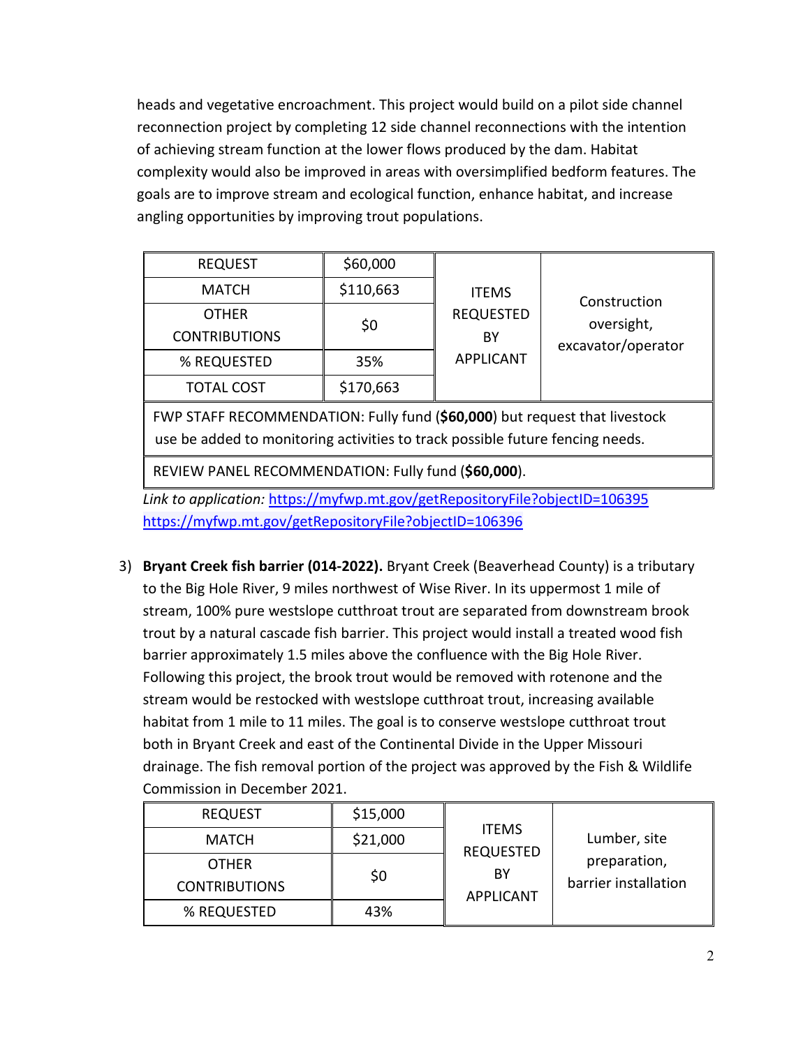heads and vegetative encroachment. This project would build on a pilot side channel reconnection project by completing 12 side channel reconnections with the intention of achieving stream function at the lower flows produced by the dam. Habitat complexity would also be improved in areas with oversimplified bedform features. The goals are to improve stream and ecological function, enhance habitat, and increase angling opportunities by improving trout populations.

| REQUEST | $60,000 | ITEMS REQUESTED BY APPLICANT | Construction oversight, excavator/operator |
|---|---|---|---|
| MATCH | $110,663 | | |
| OTHER CONTRIBUTIONS | $0 | | |
| % REQUESTED | 35% | | |
| TOTAL COST | $170,663 | | |
| FWP STAFF RECOMMENDATION: Fully fund (**$60,000**) but request that livestock use be added to monitoring activities to track possible future fencing needs. | | | |
| REVIEW PANEL RECOMMENDATION: Fully fund (**$60,000**). | | | |

*Link to application:* https://myfwp.mt.gov/getRepositoryFile?objectID=106395
https://myfwp.mt.gov/getRepositoryFile?objectID=106396

3) **Bryant Creek fish barrier (014-2022).** Bryant Creek (Beaverhead County) is a tributary to the Big Hole River, 9 miles northwest of Wise River. In its uppermost 1 mile of stream, 100% pure westslope cutthroat trout are separated from downstream brook trout by a natural cascade fish barrier. This project would install a treated wood fish barrier approximately 1.5 miles above the confluence with the Big Hole River. Following this project, the brook trout would be removed with rotenone and the stream would be restocked with westslope cutthroat trout, increasing available habitat from 1 mile to 11 miles. The goal is to conserve westslope cutthroat trout both in Bryant Creek and east of the Continental Divide in the Upper Missouri drainage. The fish removal portion of the project was approved by the Fish & Wildlife Commission in December 2021.

| REQUEST | $15,000 | ITEMS REQUESTED BY APPLICANT | Lumber, site preparation, barrier installation |
|---|---|---|---|
| MATCH | $21,000 | | |
| OTHER CONTRIBUTIONS | $0 | | |
| % REQUESTED | 43% | | |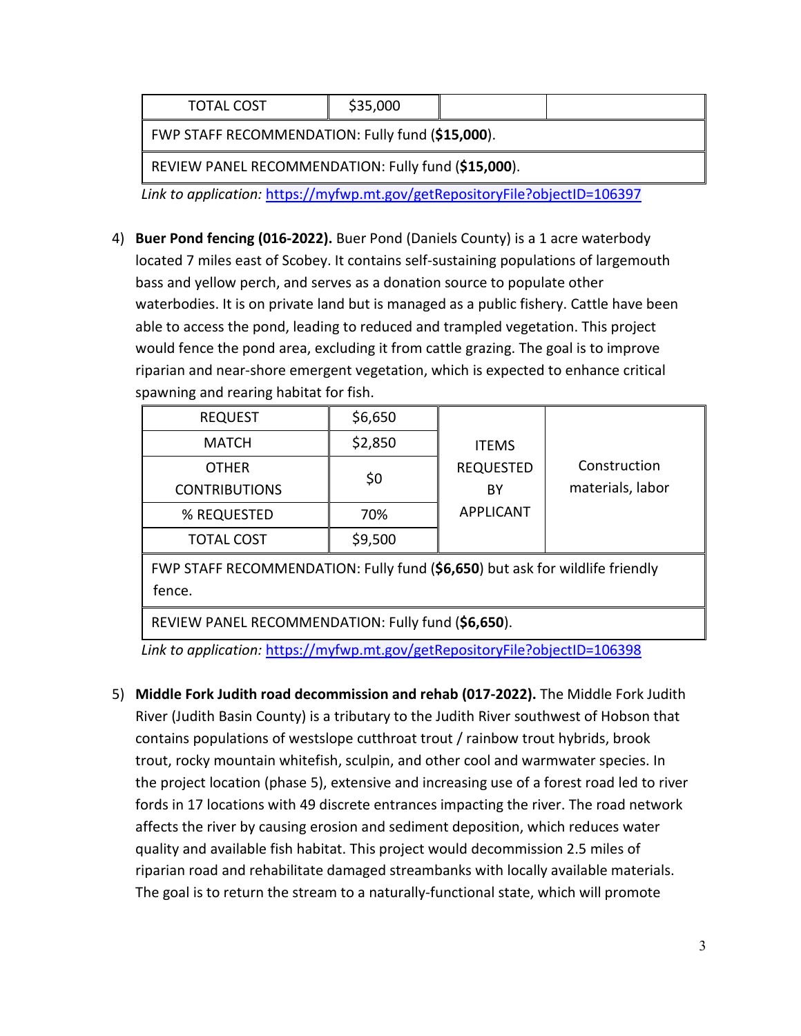| TOTAL COST | $35,000 | | |
| --- | --- | --- | --- |
| FWP STAFF RECOMMENDATION: Fully fund (**$15,000**). | | | |
| REVIEW PANEL RECOMMENDATION: Fully fund (**$15,000**). | | | |

*Link to application:* https://myfwp.mt.gov/getRepositoryFile?objectID=106397

4) **Buer Pond fencing (016-2022).** Buer Pond (Daniels County) is a 1 acre waterbody located 7 miles east of Scobey. It contains self-sustaining populations of largemouth bass and yellow perch, and serves as a donation source to populate other waterbodies. It is on private land but is managed as a public fishery. Cattle have been able to access the pond, leading to reduced and trampled vegetation. This project would fence the pond area, excluding it from cattle grazing. The goal is to improve riparian and near-shore emergent vegetation, which is expected to enhance critical spawning and rearing habitat for fish.

| REQUEST | $6,650 | ITEMS REQUESTED BY APPLICANT | Construction materials, labor |
| --- | --- | --- | --- |
| MATCH | $2,850 | | |
| OTHER CONTRIBUTIONS | $0 | | |
| % REQUESTED | 70% | | |
| TOTAL COST | $9,500 | | |
| FWP STAFF RECOMMENDATION: Fully fund (**$6,650**) but ask for wildlife friendly fence. | | | |
| REVIEW PANEL RECOMMENDATION: Fully fund (**$6,650**). | | | |

*Link to application:* https://myfwp.mt.gov/getRepositoryFile?objectID=106398

5) **Middle Fork Judith road decommission and rehab (017-2022).** The Middle Fork Judith River (Judith Basin County) is a tributary to the Judith River southwest of Hobson that contains populations of westslope cutthroat trout / rainbow trout hybrids, brook trout, rocky mountain whitefish, sculpin, and other cool and warmwater species. In the project location (phase 5), extensive and increasing use of a forest road led to river fords in 17 locations with 49 discrete entrances impacting the river. The road network affects the river by causing erosion and sediment deposition, which reduces water quality and available fish habitat. This project would decommission 2.5 miles of riparian road and rehabilitate damaged streambanks with locally available materials. The goal is to return the stream to a naturally-functional state, which will promote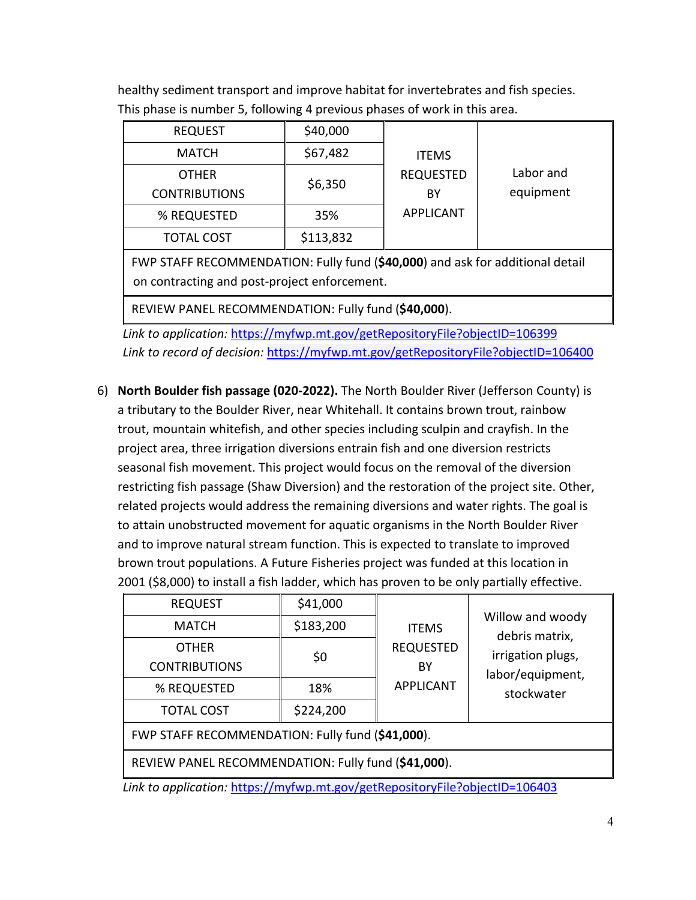healthy sediment transport and improve habitat for invertebrates and fish species. This phase is number 5, following 4 previous phases of work in this area.

| REQUEST | $40,000 | ITEMS REQUESTED BY APPLICANT | Labor and equipment |
|---|---|---|---|
| MATCH | $67,482 | | |
| OTHER CONTRIBUTIONS | $6,350 | | |
| % REQUESTED | 35% | | |
| TOTAL COST | $113,832 | | |
| FWP STAFF RECOMMENDATION: Fully fund (**$40,000**) and ask for additional detail on contracting and post-project enforcement. | | | |
| REVIEW PANEL RECOMMENDATION: Fully fund (**$40,000**). | | | |

*Link to application:* https://myfwp.mt.gov/getRepositoryFile?objectID=106399
*Link to record of decision:* https://myfwp.mt.gov/getRepositoryFile?objectID=106400

6) **North Boulder fish passage (020-2022).** The North Boulder River (Jefferson County) is a tributary to the Boulder River, near Whitehall. It contains brown trout, rainbow trout, mountain whitefish, and other species including sculpin and crayfish. In the project area, three irrigation diversions entrain fish and one diversion restricts seasonal fish movement. This project would focus on the removal of the diversion restricting fish passage (Shaw Diversion) and the restoration of the project site. Other, related projects would address the remaining diversions and water rights. The goal is to attain unobstructed movement for aquatic organisms in the North Boulder River and to improve natural stream function. This is expected to translate to improved brown trout populations. A Future Fisheries project was funded at this location in 2001 ($8,000) to install a fish ladder, which has proven to be only partially effective.

| REQUEST | $41,000 | ITEMS REQUESTED BY APPLICANT | Willow and woody debris matrix, irrigation plugs, labor/equipment, stockwater |
|---|---|---|---|
| MATCH | $183,200 | | |
| OTHER CONTRIBUTIONS | $0 | | |
| % REQUESTED | 18% | | |
| TOTAL COST | $224,200 | | |
| FWP STAFF RECOMMENDATION: Fully fund (**$41,000**). | | | |
| REVIEW PANEL RECOMMENDATION: Fully fund (**$41,000**). | | | |

*Link to application:* https://myfwp.mt.gov/getRepositoryFile?objectID=106403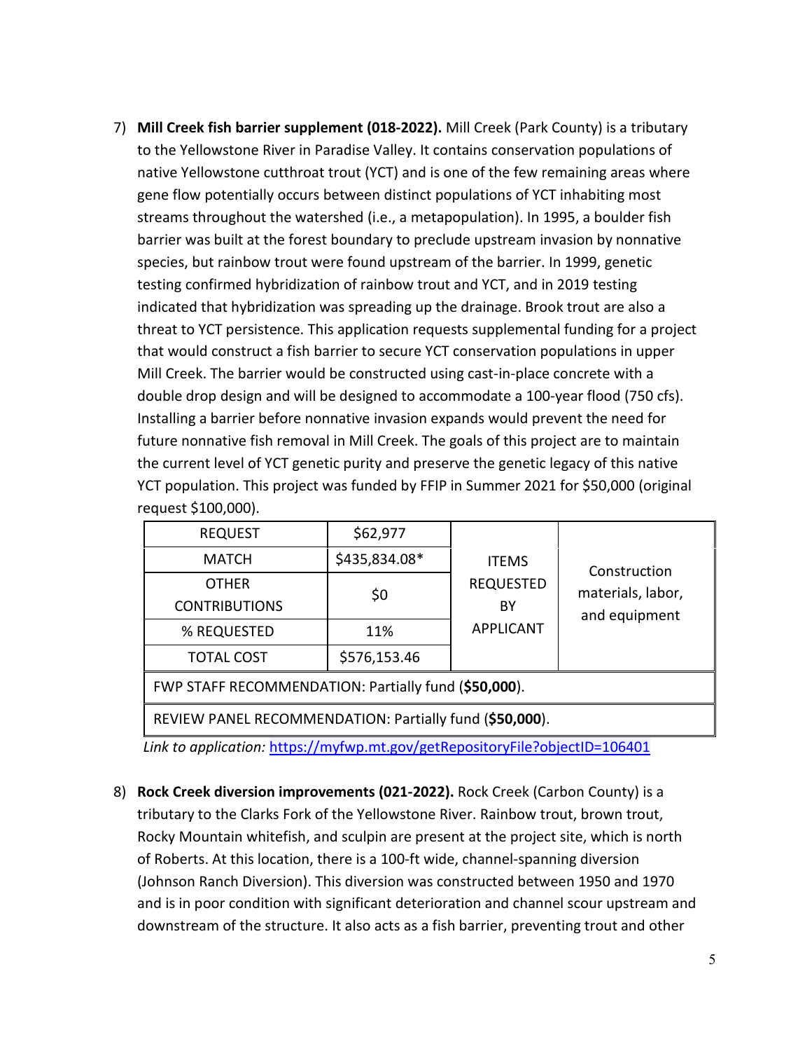7) **Mill Creek fish barrier supplement (018-2022).** Mill Creek (Park County) is a tributary to the Yellowstone River in Paradise Valley. It contains conservation populations of native Yellowstone cutthroat trout (YCT) and is one of the few remaining areas where gene flow potentially occurs between distinct populations of YCT inhabiting most streams throughout the watershed (i.e., a metapopulation). In 1995, a boulder fish barrier was built at the forest boundary to preclude upstream invasion by nonnative species, but rainbow trout were found upstream of the barrier. In 1999, genetic testing confirmed hybridization of rainbow trout and YCT, and in 2019 testing indicated that hybridization was spreading up the drainage. Brook trout are also a threat to YCT persistence. This application requests supplemental funding for a project that would construct a fish barrier to secure YCT conservation populations in upper Mill Creek. The barrier would be constructed using cast-in-place concrete with a double drop design and will be designed to accommodate a 100-year flood (750 cfs). Installing a barrier before nonnative invasion expands would prevent the need for future nonnative fish removal in Mill Creek. The goals of this project are to maintain the current level of YCT genetic purity and preserve the genetic legacy of this native YCT population. This project was funded by FFIP in Summer 2021 for $50,000 (original request $100,000).

| REQUEST | $62,977 | ITEMS REQUESTED BY APPLICANT | Construction materials, labor, and equipment |
|---|---|---|---|
| MATCH | $435,834.08* | | |
| OTHER CONTRIBUTIONS | $0 | | |
| % REQUESTED | 11% | | |
| TOTAL COST | $576,153.46 | | |
| FWP STAFF RECOMMENDATION: Partially fund (**$50,000**). | | | |
| REVIEW PANEL RECOMMENDATION: Partially fund (**$50,000**). | | | |

*Link to application:* https://myfwp.mt.gov/getRepositoryFile?objectID=106401

8) **Rock Creek diversion improvements (021-2022).** Rock Creek (Carbon County) is a tributary to the Clarks Fork of the Yellowstone River. Rainbow trout, brown trout, Rocky Mountain whitefish, and sculpin are present at the project site, which is north of Roberts. At this location, there is a 100-ft wide, channel-spanning diversion (Johnson Ranch Diversion). This diversion was constructed between 1950 and 1970 and is in poor condition with significant deterioration and channel scour upstream and downstream of the structure. It also acts as a fish barrier, preventing trout and other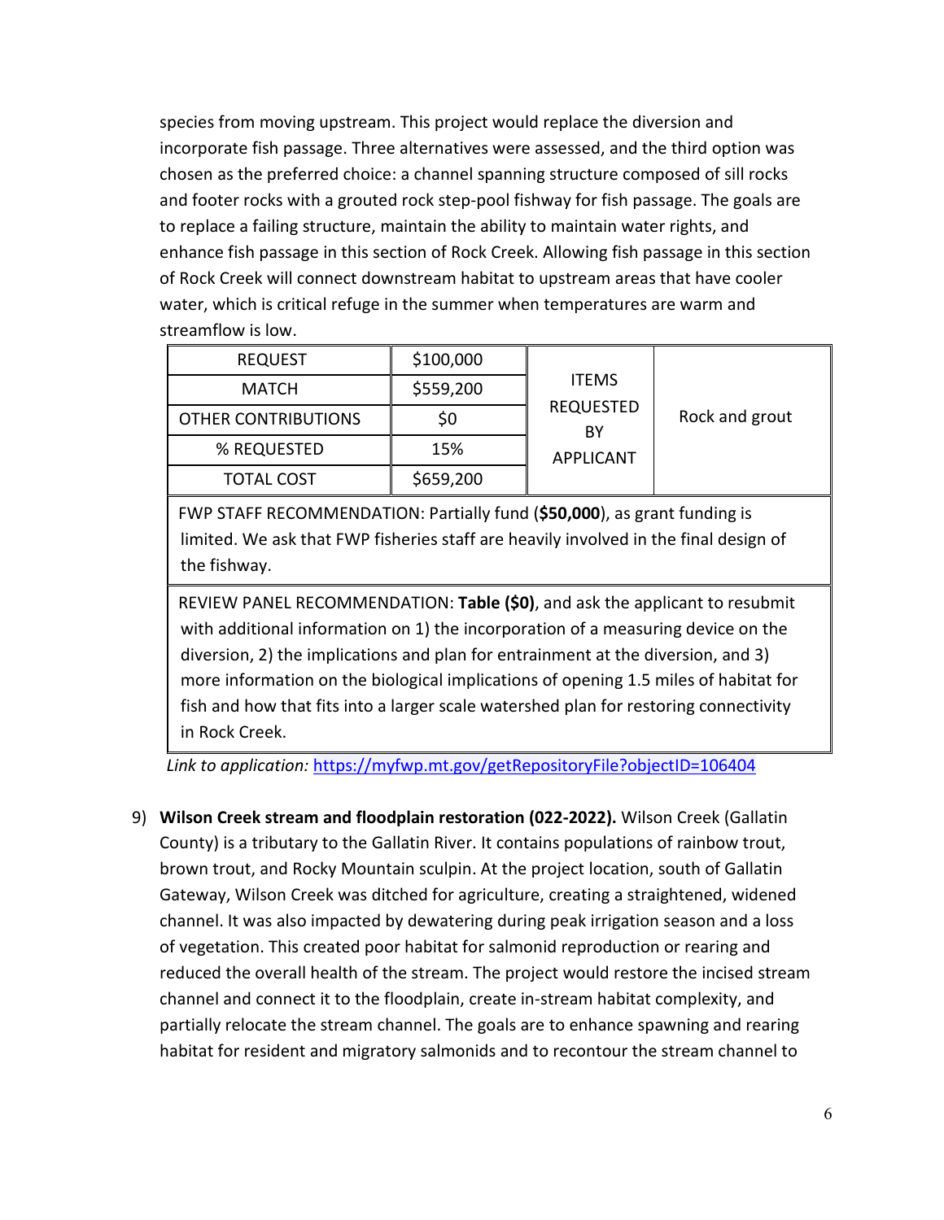species from moving upstream. This project would replace the diversion and incorporate fish passage. Three alternatives were assessed, and the third option was chosen as the preferred choice: a channel spanning structure composed of sill rocks and footer rocks with a grouted rock step-pool fishway for fish passage. The goals are to replace a failing structure, maintain the ability to maintain water rights, and enhance fish passage in this section of Rock Creek. Allowing fish passage in this section of Rock Creek will connect downstream habitat to upstream areas that have cooler water, which is critical refuge in the summer when temperatures are warm and streamflow is low.

| REQUEST | $100,000 | ITEMS REQUESTED BY APPLICANT | Rock and grout |
|---|---|---|---|
| MATCH | $559,200 | | |
| OTHER CONTRIBUTIONS | $0 | | |
| % REQUESTED | 15% | | |
| TOTAL COST | $659,200 | | |

FWP STAFF RECOMMENDATION: Partially fund (**$50,000**), as grant funding is limited. We ask that FWP fisheries staff are heavily involved in the final design of the fishway.

REVIEW PANEL RECOMMENDATION: **Table ($0)**, and ask the applicant to resubmit with additional information on 1) the incorporation of a measuring device on the diversion, 2) the implications and plan for entrainment at the diversion, and 3) more information on the biological implications of opening 1.5 miles of habitat for fish and how that fits into a larger scale watershed plan for restoring connectivity in Rock Creek.

*Link to application:* https://myfwp.mt.gov/getRepositoryFile?objectID=106404

9) **Wilson Creek stream and floodplain restoration (022-2022).** Wilson Creek (Gallatin County) is a tributary to the Gallatin River. It contains populations of rainbow trout, brown trout, and Rocky Mountain sculpin. At the project location, south of Gallatin Gateway, Wilson Creek was ditched for agriculture, creating a straightened, widened channel. It was also impacted by dewatering during peak irrigation season and a loss of vegetation. This created poor habitat for salmonid reproduction or rearing and reduced the overall health of the stream. The project would restore the incised stream channel and connect it to the floodplain, create in-stream habitat complexity, and partially relocate the stream channel. The goals are to enhance spawning and rearing habitat for resident and migratory salmonids and to recontour the stream channel to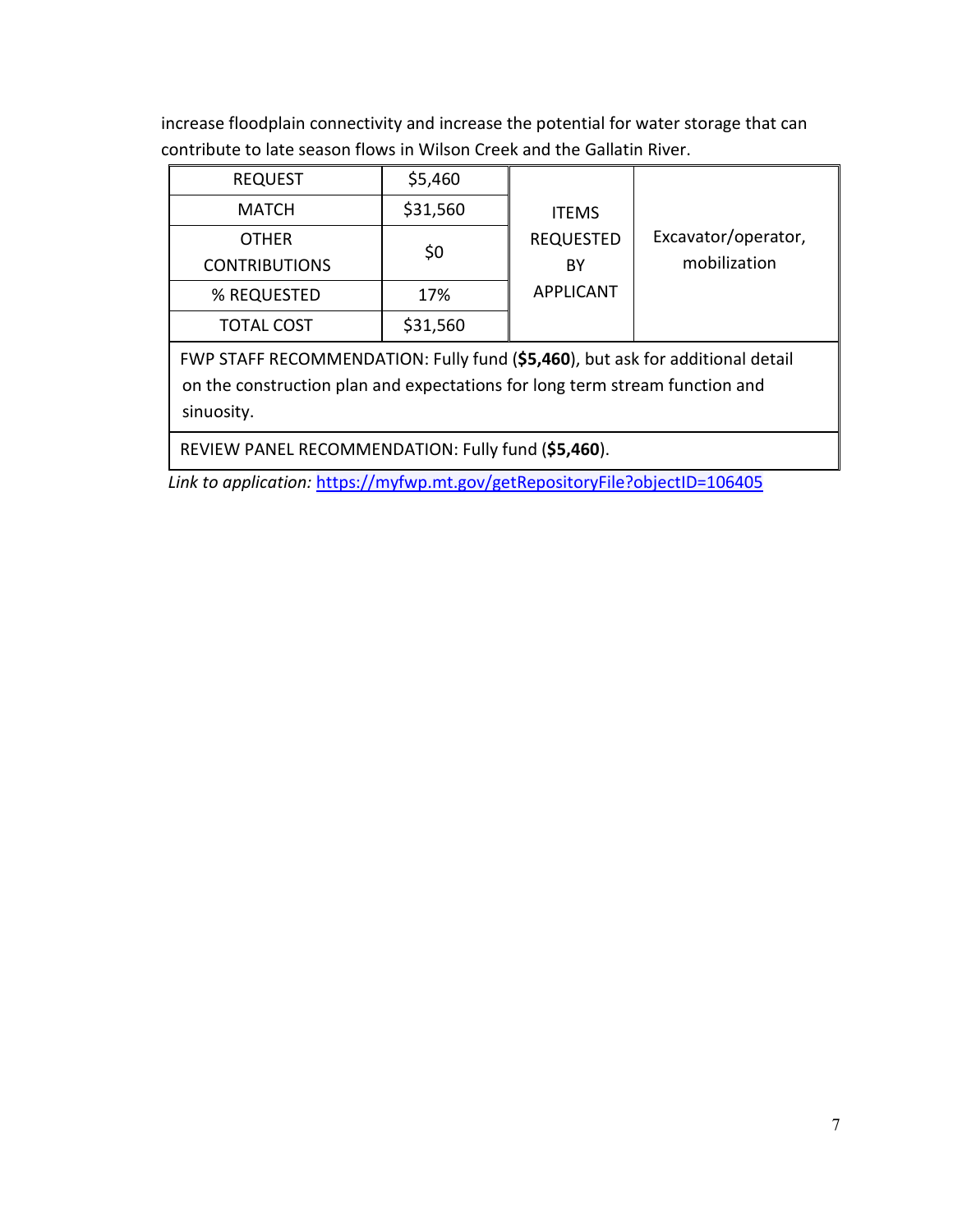increase floodplain connectivity and increase the potential for water storage that can contribute to late season flows in Wilson Creek and the Gallatin River.

| | | | |
|---|---|---|---|
| REQUEST | $5,460 | ITEMS REQUESTED BY APPLICANT | Excavator/operator, mobilization |
| MATCH | $31,560 | | |
| OTHER CONTRIBUTIONS | $0 | | |
| % REQUESTED | 17% | | |
| TOTAL COST | $31,560 | | |
| FWP STAFF RECOMMENDATION: Fully fund (**$5,460**), but ask for additional detail on the construction plan and expectations for long term stream function and sinuosity. | | | |
| REVIEW PANEL RECOMMENDATION: Fully fund (**$5,460**). | | | |

*Link to application:* https://myfwp.mt.gov/getRepositoryFile?objectID=106405